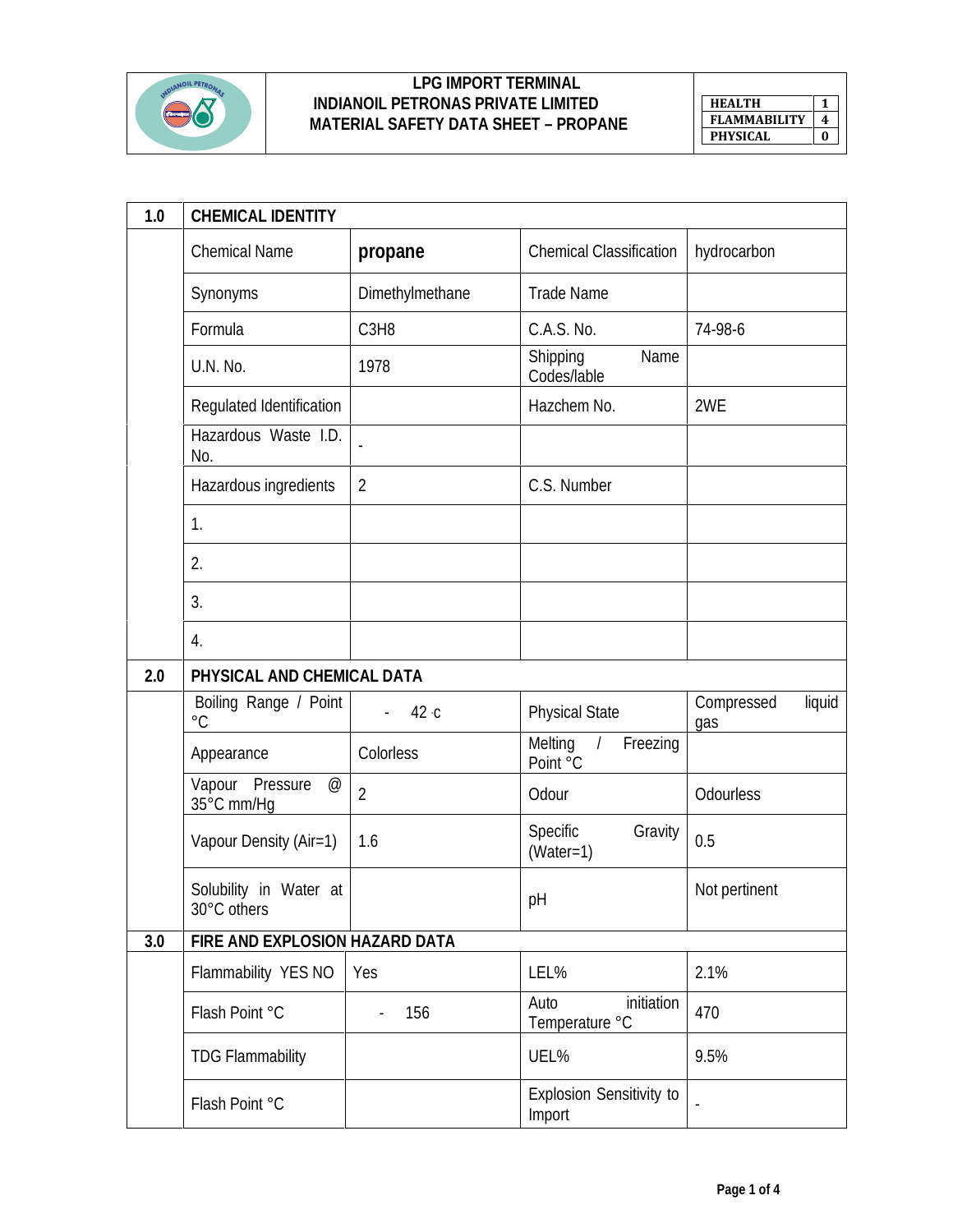# LPG IMPORT TERMINAL
## INDIANOIL PETRONAS PRIVATE LIMITED
## MATERIAL SAFETY DATA SHEET – PROPANE

| HEALTH | 1 |
|---|---|
| FLAMMABILITY | 4 |
| PHYSICAL | 0 |

| 1.0 | CHEMICAL IDENTITY | | | |
|---|---|---|---|---|
| | Chemical Name | **propane** | Chemical Classification | hydrocarbon |
| | Synonyms | Dimethylmethane | Trade Name | |
| | Formula | $C_3H_8$ | C.A.S. No. | 74-98-6 |
| | U.N. No. | 1978 | Shipping Name Codes/lable | |
| | Regulated Identification | | Hazchem No. | 2WE |
| | Hazardous Waste I.D. No. | - | | |
| | Hazardous ingredients | 2 | C.S. Number | |
| | 1. | | | |
| | 2. | | | |
| | 3. | | | |
| | 4. | | | |
| **2.0** | **PHYSICAL AND CHEMICAL DATA** | | | |
| | Boiling Range / Point °C | - 42 °c | Physical State | Compressed liquid gas |
| | Appearance | Colorless | Melting / Freezing Point °C | |
| | Vapour Pressure @ 35°C mm/Hg | 2 | Odour | Odourless |
| | Vapour Density (Air=1) | 1.6 | Specific Gravity (Water=1) | 0.5 |
| | Solubility in Water at 30°C others | | pH | Not pertinent |
| **3.0** | **FIRE AND EXPLOSION HAZARD DATA** | | | |
| | Flammability YES NO | Yes | LEL% | 2.1% |
| | Flash Point °C | - 156 | Auto initiation Temperature °C | 470 |
| | TDG Flammability | | UEL% | 9.5% |
| | Flash Point °C | | Explosion Sensitivity to Import | - |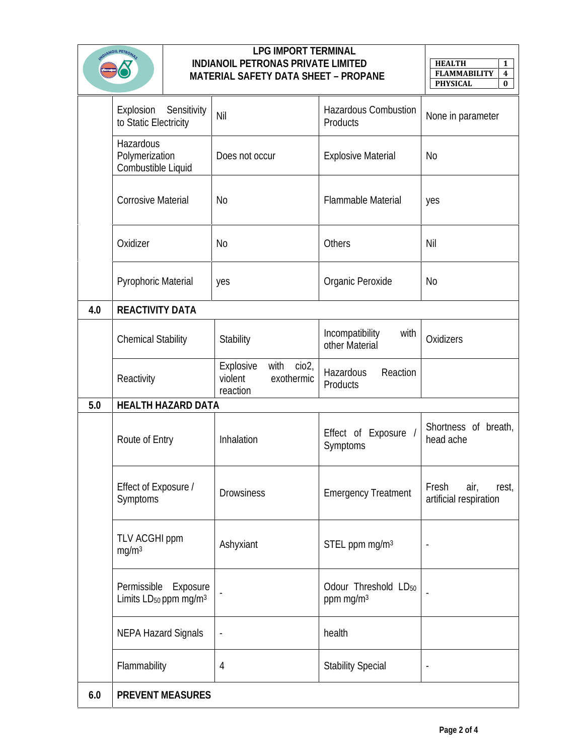| | | | | |
|---|---|---|---|---|
| | Explosion Sensitivity to Static Electricity | Nil | Hazardous Combustion Products | None in parameter |
| | Hazardous Polymerization Combustible Liquid | Does not occur | Explosive Material | No |
| | Corrosive Material | No | Flammable Material | yes |
| | Oxidizer | No | Others | Nil |
| | Pyrophoric Material | yes | Organic Peroxide | No |
| **4.0** | **REACTIVITY DATA** | | | |
| | Chemical Stability | Stability | Incompatibility with other Material | Oxidizers |
| | Reactivity | Explosive with cio2, violent exothermic reaction | Hazardous Reaction Products | |
| **5.0** | **HEALTH HAZARD DATA** | | | |
| | Route of Entry | Inhalation | Effect of Exposure / Symptoms | Shortness of breath, head ache |
| | Effect of Exposure / Symptoms | Drowsiness | Emergency Treatment | Fresh air, rest, artificial respiration |
| | TLV ACGHI ppm mg/m$^3$ | Ashyxiant | STEL ppm mg/m$^3$ | - |
| | Permissible Exposure Limits $LD_{50}$ ppm mg/m$^3$ | - | Odour Threshold $LD_{50}$ ppm mg/m$^3$ | - |
| | NEPA Hazard Signals | - | health | |
| | Flammability | 4 | Stability Special | - |
| **6.0** | **PREVENT MEASURES** | | | |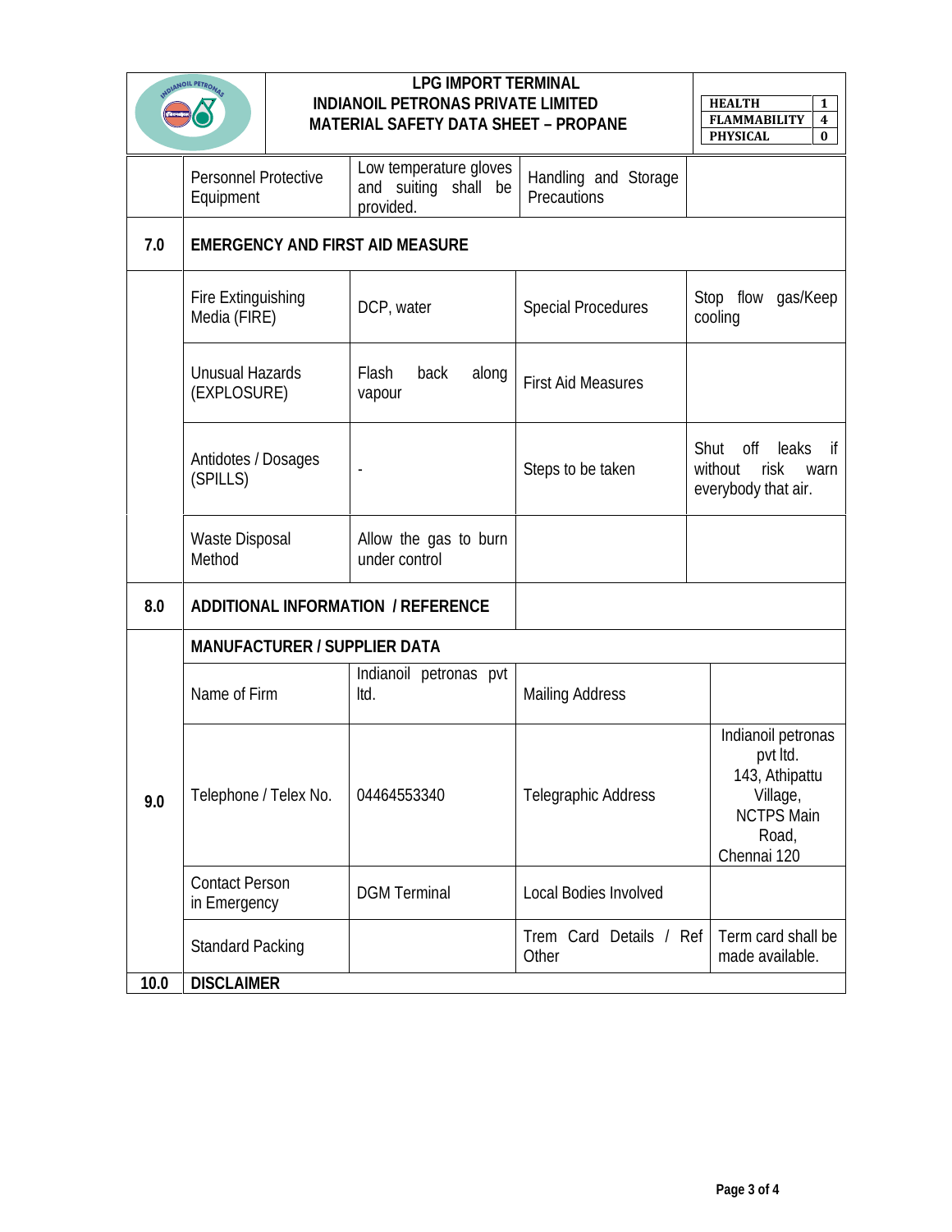**LPG IMPORT TERMINAL**
**INDIANOIL PETRONAS PRIVATE LIMITED**
**MATERIAL SAFETY DATA SHEET – PROPANE**

| HEALTH | 1 |
|---|---|
| FLAMMABILITY | 4 |
| PHYSICAL | 0 |

| | | | | |
|---|---|---|---|---|
| | Personnel Protective Equipment | Low temperature gloves and suiting shall be provided. | Handling and Storage Precautions | |
| **7.0** | **EMERGENCY AND FIRST AID MEASURE** | | | |
| | Fire Extinguishing Media (FIRE) | DCP, water | Special Procedures | Stop flow gas/Keep cooling |
| | Unusual Hazards (EXPLOSURE) | Flash back along vapour | First Aid Measures | |
| | Antidotes / Dosages (SPILLS) | - | Steps to be taken | Shut off leaks if without risk warn everybody that air. |
| | Waste Disposal Method | Allow the gas to burn under control | | |
| **8.0** | **ADDITIONAL INFORMATION / REFERENCE** | | | |
| **9.0** | **MANUFACTURER / SUPPLIER DATA** | | | |
| | Name of Firm | Indianoil petronas pvt ltd. | Mailing Address | |
| | Telephone / Telex No. | 04464553340 | Telegraphic Address | Indianoil petronas pvt ltd. 143, Athipattu Village, NCTPS Main Road, Chennai 120 |
| | Contact Person in Emergency | DGM Terminal | Local Bodies Involved | |
| | Standard Packing | | Trem Card Details / Ref Other | Term card shall be made available. |
| **10.0** | **DISCLAIMER** | | | |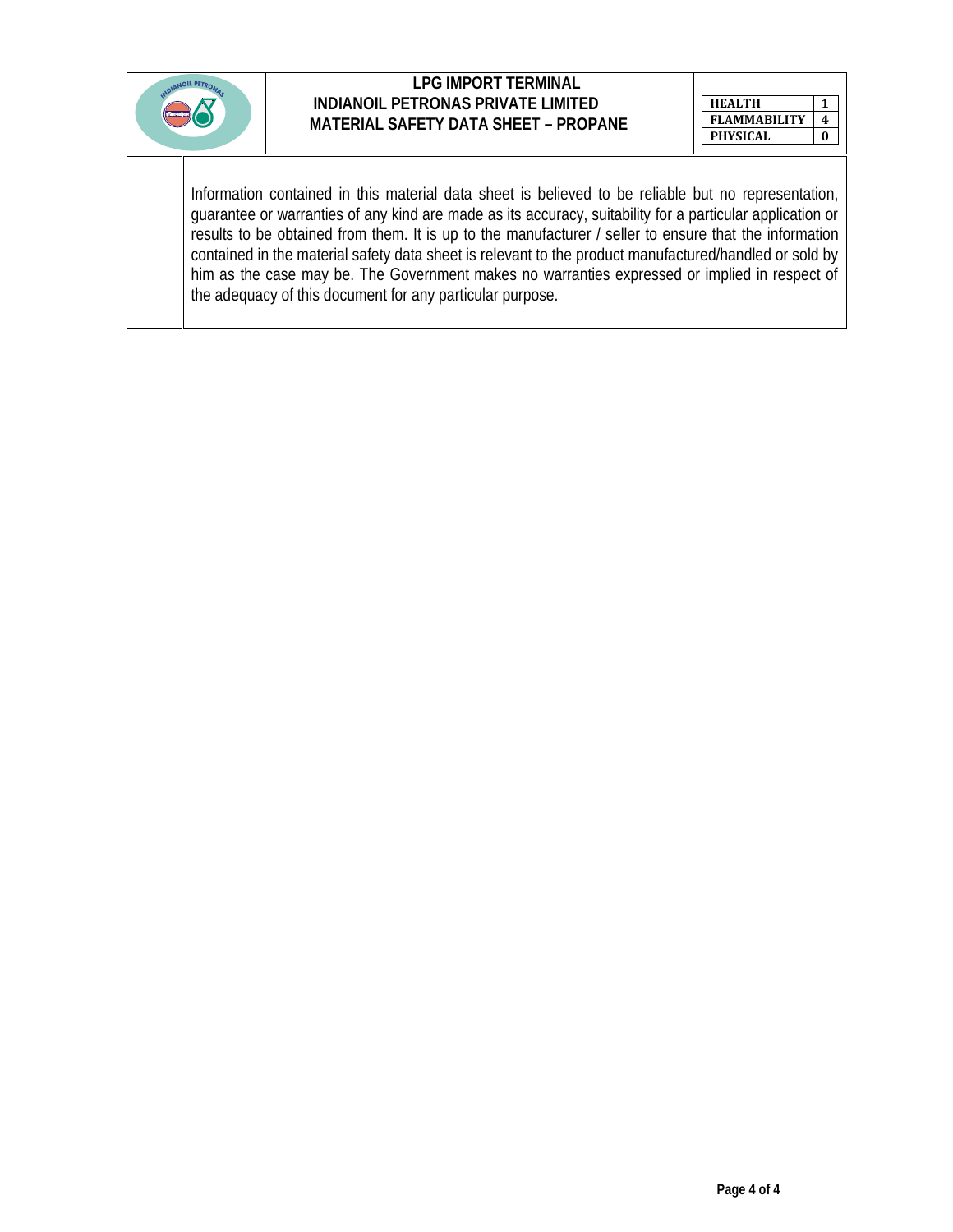**LPG IMPORT TERMINAL**
**INDIANOIL PETRONAS PRIVATE LIMITED**
**MATERIAL SAFETY DATA SHEET – PROPANE**

| | |
|---|---|
| HEALTH | 1 |
| FLAMMABILITY | 4 |
| PHYSICAL | 0 |

Information contained in this material data sheet is believed to be reliable but no representation, guarantee or warranties of any kind are made as its accuracy, suitability for a particular application or results to be obtained from them. It is up to the manufacturer / seller to ensure that the information contained in the material safety data sheet is relevant to the product manufactured/handled or sold by him as the case may be. The Government makes no warranties expressed or implied in respect of the adequacy of this document for any particular purpose.